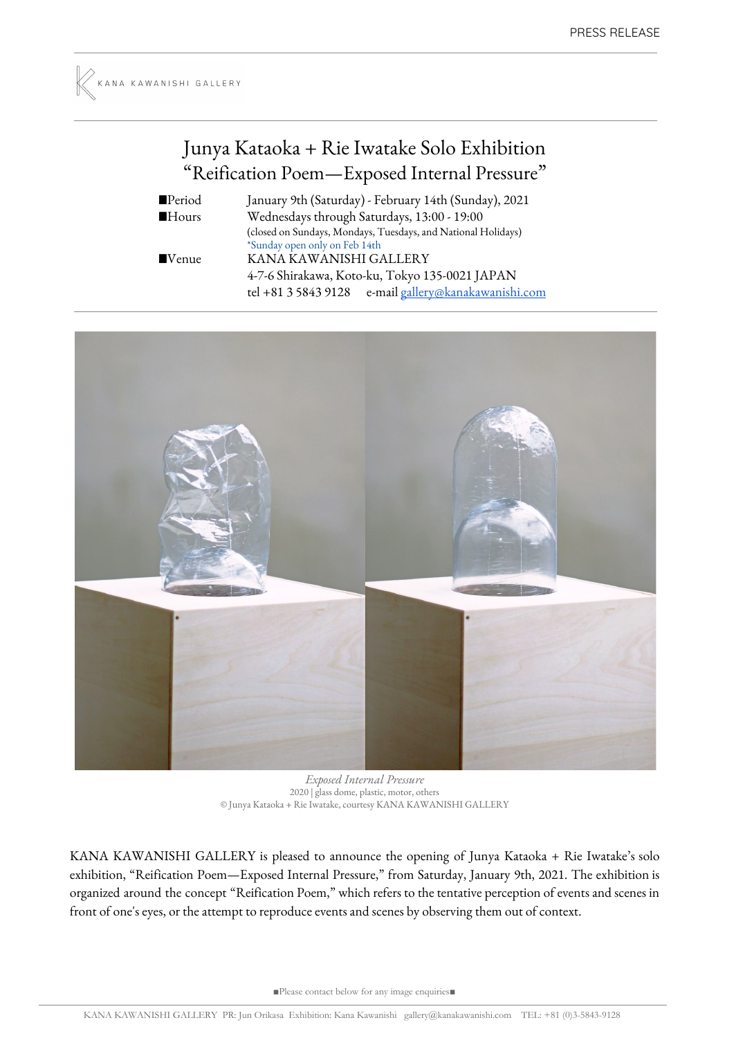PRESS RELEASE

KANA KAWANISHI GALLERY

# Junya Kataoka + Rie Iwatake Solo Exhibition
## “Reification Poem—Exposed Internal Pressure”

| | |
|---|---|
| ■Period | January 9th (Saturday) - February 14th (Sunday), 2021 |
| ■Hours | Wednesdays through Saturdays, 13:00 - 19:00<br>(closed on Sundays, Mondays, Tuesdays, and National Holidays)<br>*Sunday open only on Feb 14th |
| ■Venue | KANA KAWANISHI GALLERY<br>4-7-6 Shirakawa, Koto-ku, Tokyo 135-0021 JAPAN<br>tel +81 3 5843 9128　e-mail gallery@kanakawanishi.com |

*Exposed Internal Pressure*
2020 | glass dome, plastic, motor, others
© Junya Kataoka + Rie Iwatake, courtesy KANA KAWANISHI GALLERY

KANA KAWANISHI GALLERY is pleased to announce the opening of Junya Kataoka + Rie Iwatake's solo exhibition, “Reification Poem—Exposed Internal Pressure,” from Saturday, January 9th, 2021. The exhibition is organized around the concept “Reification Poem,” which refers to the tentative perception of events and scenes in front of one's eyes, or the attempt to reproduce events and scenes by observing them out of context.

■Please contact below for any image enquiries■

KANA KAWANISHI GALLERY PR: Jun Orikasa Exhibition: Kana Kawanishi gallery@kanakawanishi.com TEL: +81 (0)3-5843-9128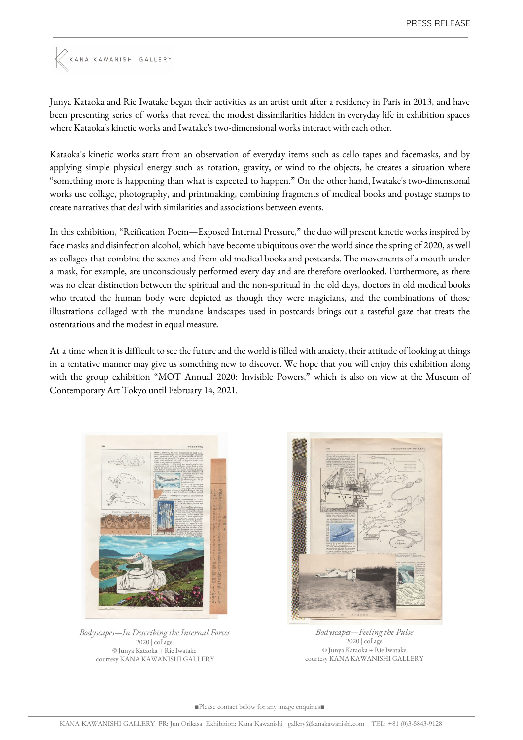Junya Kataoka and Rie Iwatake began their activities as an artist unit after a residency in Paris in 2013, and have been presenting series of works that reveal the modest dissimilarities hidden in everyday life in exhibition spaces where Kataoka's kinetic works and Iwatake's two-dimensional works interact with each other.

Kataoka's kinetic works start from an observation of everyday items such as cello tapes and facemasks, and by applying simple physical energy such as rotation, gravity, or wind to the objects, he creates a situation where "something more is happening than what is expected to happen." On the other hand, Iwatake's two-dimensional works use collage, photography, and printmaking, combining fragments of medical books and postage stamps to create narratives that deal with similarities and associations between events.

In this exhibition, "Reification Poem—Exposed Internal Pressure," the duo will present kinetic works inspired by face masks and disinfection alcohol, which have become ubiquitous over the world since the spring of 2020, as well as collages that combine the scenes and from old medical books and postcards. The movements of a mouth under a mask, for example, are unconsciously performed every day and are therefore overlooked. Furthermore, as there was no clear distinction between the spiritual and the non-spiritual in the old days, doctors in old medical books who treated the human body were depicted as though they were magicians, and the combinations of those illustrations collaged with the mundane landscapes used in postcards brings out a tasteful gaze that treats the ostentatious and the modest in equal measure.

At a time when it is difficult to see the future and the world is filled with anxiety, their attitude of looking at things in a tentative manner may give us something new to discover. We hope that you will enjoy this exhibition along with the group exhibition "MOT Annual 2020: Invisible Powers," which is also on view at the Museum of Contemporary Art Tokyo until February 14, 2021.

*Bodyscapes—In Describing the Internal Forces*
2020 | collage
© Junya Kataoka + Rie Iwatake
courtesy KANA KAWANISHI GALLERY

*Bodyscapes—Feeling the Pulse*
2020 | collage
© Junya Kataoka + Rie Iwatake
courtesy KANA KAWANISHI GALLERY

■Please contact below for any image enquiries■

KANA KAWANISHI GALLERY PR: Jun Orikasa Exhibition: Kana Kawanishi gallery@kanakawanishi.com TEL: +81 (0)3-5843-9128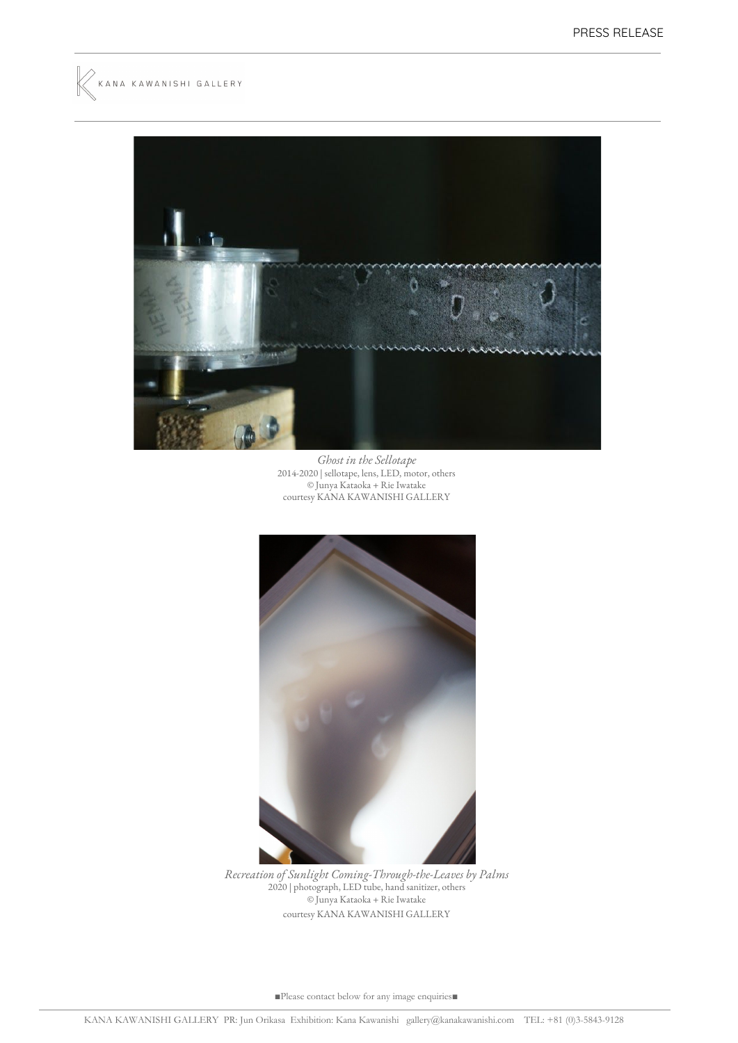*Ghost in the Sellotape*
2014-2020 | sellotape, lens, LED, motor, others
© Junya Kataoka + Rie Iwatake
courtesy KANA KAWANISHI GALLERY

*Recreation of Sunlight Coming-Through-the-Leaves by Palms*
2020 | photograph, LED tube, hand sanitizer, others
© Junya Kataoka + Rie Iwatake
courtesy KANA KAWANISHI GALLERY

■Please contact below for any image enquiries■

KANA KAWANISHI GALLERY PR: Jun Orikasa Exhibition: Kana Kawanishi gallery@kanakawanishi.com TEL: +81 (0)3-5843-9128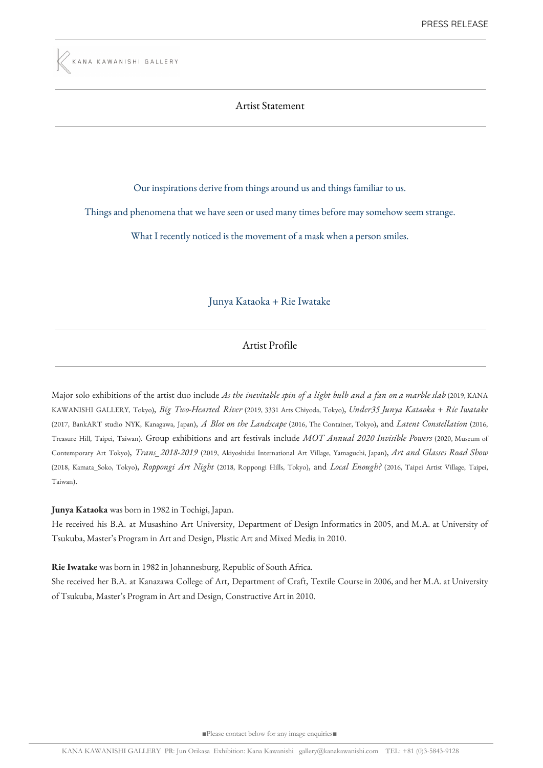KANA KAWANISHI GALLERY

## Artist Statement

Our inspirations derive from things around us and things familiar to us.

Things and phenomena that we have seen or used many times before may somehow seem strange.

What I recently noticed is the movement of a mask when a person smiles.

Junya Kataoka + Rie Iwatake

## Artist Profile

Major solo exhibitions of the artist duo include *As the inevitable spin of a light bulb and a fan on a marble slab* (2019, KANA KAWANISHI GALLERY, Tokyo), *Big Two-Hearted River* (2019, 3331 Arts Chiyoda, Tokyo), *Under35 Junya Kataoka + Rie Iwatake* (2017, BankART studio NYK, Kanagawa, Japan), *A Blot on the Landscape* (2016, The Container, Tokyo), and *Latent Constellation* (2016, Treasure Hill, Taipei, Taiwan). Group exhibitions and art festivals include *MOT Annual 2020 Invisible Powers* (2020, Museum of Contemporary Art Tokyo), *Trans_2018-2019* (2019, Akiyoshidai International Art Village, Yamaguchi, Japan), *Art and Glasses Road Show* (2018, Kamata_Soko, Tokyo), *Roppongi Art Night* (2018, Roppongi Hills, Tokyo), and *Local Enough?* (2016, Taipei Artist Village, Taipei, Taiwan).

**Junya Kataoka** was born in 1982 in Tochigi, Japan.
He received his B.A. at Musashino Art University, Department of Design Informatics in 2005, and M.A. at University of Tsukuba, Master's Program in Art and Design, Plastic Art and Mixed Media in 2010.

**Rie Iwatake** was born in 1982 in Johannesburg, Republic of South Africa.
She received her B.A. at Kanazawa College of Art, Department of Craft, Textile Course in 2006, and her M.A. at University of Tsukuba, Master's Program in Art and Design, Constructive Art in 2010.

■Please contact below for any image enquiries■

KANA KAWANISHI GALLERY PR: Jun Orikasa Exhibition: Kana Kawanishi gallery@kanakawanishi.com TEL: +81 (0)3-5843-9128